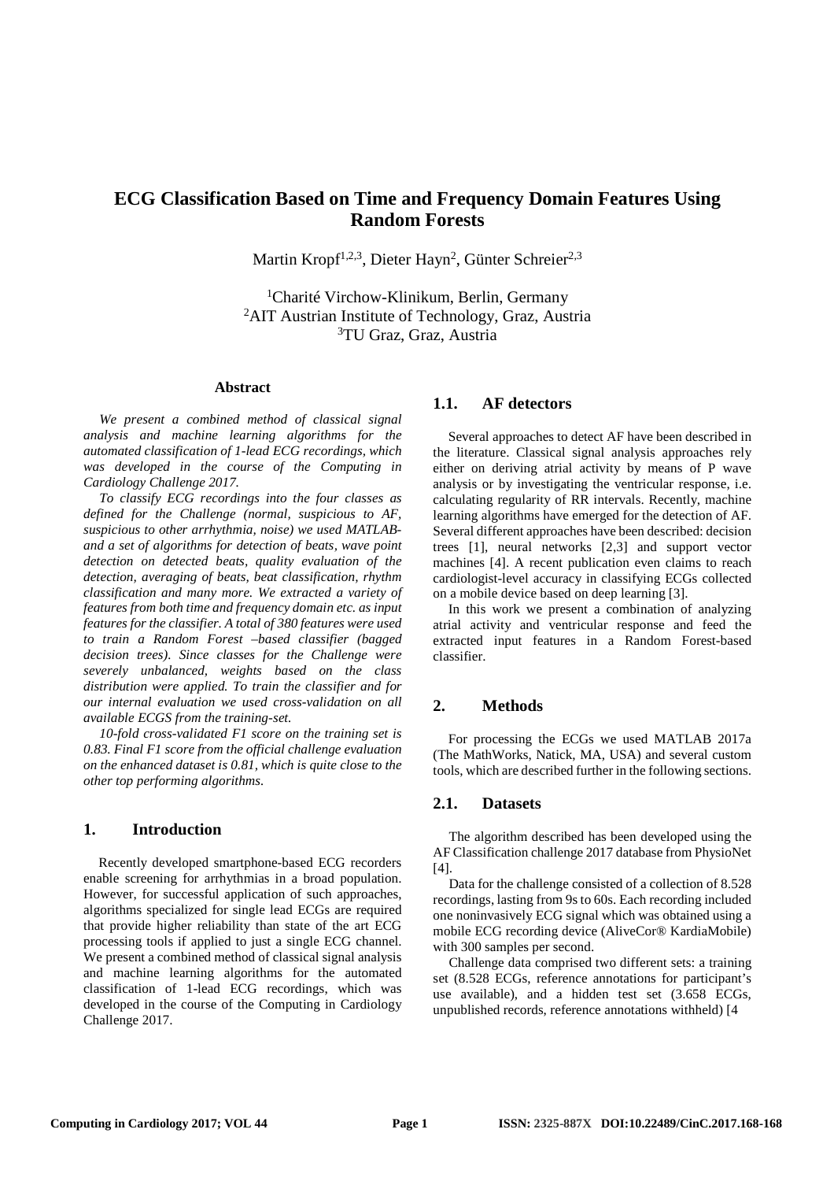# ECG Classification Based on Time and Frequency Domain Features Using Random Forests

Martin Kropf[1,2,3], Dieter Hayn[2], Günter Schreier[2,3]

[1]Charité Virchow-Klinikum, Berlin, Germany
[2]AIT Austrian Institute of Technology, Graz, Austria
[3]TU Graz, Graz, Austria

## Abstract

*We present a combined method of classical signal analysis and machine learning algorithms for the automated classification of 1-lead ECG recordings, which was developed in the course of the Computing in Cardiology Challenge 2017.*

*To classify ECG recordings into the four classes as defined for the Challenge (normal, suspicious to AF, suspicious to other arrhythmia, noise) we used MATLAB- and a set of algorithms for detection of beats, wave point detection on detected beats, quality evaluation of the detection, averaging of beats, beat classification, rhythm classification and many more. We extracted a variety of features from both time and frequency domain etc. as input features for the classifier. A total of 380 features were used to train a Random Forest –based classifier (bagged decision trees). Since classes for the Challenge were severely unbalanced, weights based on the class distribution were applied. To train the classifier and for our internal evaluation we used cross-validation on all available ECGS from the training-set.*

*10-fold cross-validated F1 score on the training set is 0.83. Final F1 score from the official challenge evaluation on the enhanced dataset is 0.81, which is quite close to the other top performing algorithms.*

## 1. Introduction

Recently developed smartphone-based ECG recorders enable screening for arrhythmias in a broad population. However, for successful application of such approaches, algorithms specialized for single lead ECGs are required that provide higher reliability than state of the art ECG processing tools if applied to just a single ECG channel. We present a combined method of classical signal analysis and machine learning algorithms for the automated classification of 1-lead ECG recordings, which was developed in the course of the Computing in Cardiology Challenge 2017.

### 1.1. AF detectors

Several approaches to detect AF have been described in the literature. Classical signal analysis approaches rely either on deriving atrial activity by means of P wave analysis or by investigating the ventricular response, i.e. calculating regularity of RR intervals. Recently, machine learning algorithms have emerged for the detection of AF. Several different approaches have been described: decision trees [1], neural networks [2,3] and support vector machines [4]. A recent publication even claims to reach cardiologist-level accuracy in classifying ECGs collected on a mobile device based on deep learning [3].

In this work we present a combination of analyzing atrial activity and ventricular response and feed the extracted input features in a Random Forest-based classifier.

## 2. Methods

For processing the ECGs we used MATLAB 2017a (The MathWorks, Natick, MA, USA) and several custom tools, which are described further in the following sections.

### 2.1. Datasets

The algorithm described has been developed using the AF Classification challenge 2017 database from PhysioNet [4].

Data for the challenge consisted of a collection of 8.528 recordings, lasting from 9s to 60s. Each recording included one noninvasively ECG signal which was obtained using a mobile ECG recording device (AliveCor® KardiaMobile) with 300 samples per second.

Challenge data comprised two different sets: a training set (8.528 ECGs, reference annotations for participant's use available), and a hidden test set (3.658 ECGs, unpublished records, reference annotations withheld) [4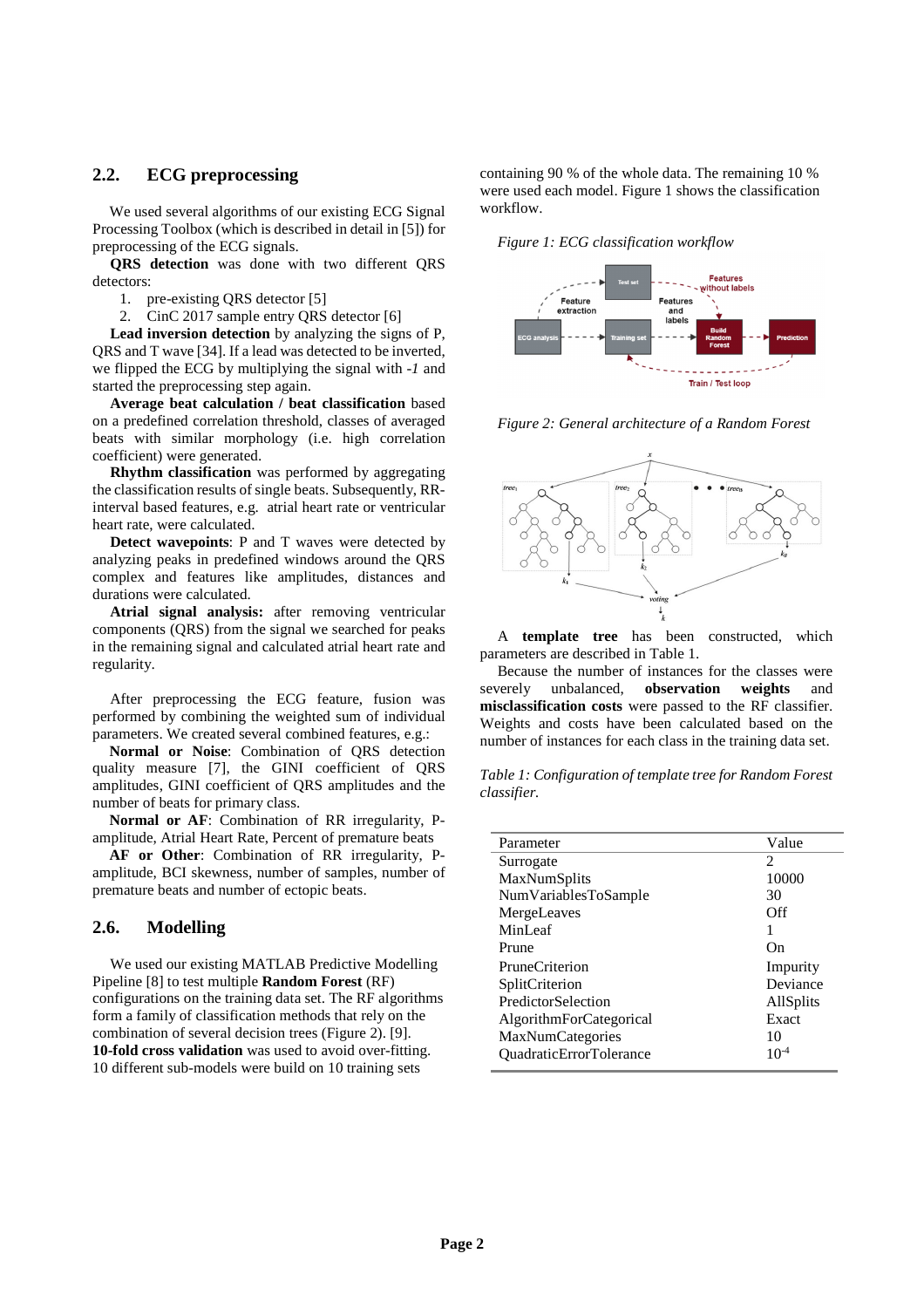## 2.2. ECG preprocessing

We used several algorithms of our existing ECG Signal Processing Toolbox (which is described in detail in [5]) for preprocessing of the ECG signals.

**QRS detection** was done with two different QRS detectors:

1. pre-existing QRS detector [5]
2. CinC 2017 sample entry QRS detector [6]

**Lead inversion detection** by analyzing the signs of P, QRS and T wave [34]. If a lead was detected to be inverted, we flipped the ECG by multiplying the signal with *-1* and started the preprocessing step again.

**Average beat calculation / beat classification** based on a predefined correlation threshold, classes of averaged beats with similar morphology (i.e. high correlation coefficient) were generated.

**Rhythm classification** was performed by aggregating the classification results of single beats. Subsequently, RR-interval based features, e.g. atrial heart rate or ventricular heart rate, were calculated.

**Detect wavepoints**: P and T waves were detected by analyzing peaks in predefined windows around the QRS complex and features like amplitudes, distances and durations were calculated.

**Atrial signal analysis:** after removing ventricular components (QRS) from the signal we searched for peaks in the remaining signal and calculated atrial heart rate and regularity.

After preprocessing the ECG feature, fusion was performed by combining the weighted sum of individual parameters. We created several combined features, e.g.:

**Normal or Noise**: Combination of QRS detection quality measure [7], the GINI coefficient of QRS amplitudes, GINI coefficient of QRS amplitudes and the number of beats for primary class.

**Normal or AF**: Combination of RR irregularity, P-amplitude, Atrial Heart Rate, Percent of premature beats

**AF or Other**: Combination of RR irregularity, P-amplitude, BCI skewness, number of samples, number of premature beats and number of ectopic beats.

## 2.6. Modelling

We used our existing MATLAB Predictive Modelling Pipeline [8] to test multiple **Random Forest** (RF) configurations on the training data set. The RF algorithms form a family of classification methods that rely on the combination of several decision trees (Figure 2). [9]. **10-fold cross validation** was used to avoid over-fitting. 10 different sub-models were build on 10 training sets containing 90 % of the whole data. The remaining 10 % were used each model. Figure 1 shows the classification workflow.

*Figure 1: ECG classification workflow*

*Figure 2: General architecture of a Random Forest*

A **template tree** has been constructed, which parameters are described in Table 1.

Because the number of instances for the classes were severely unbalanced, **observation weights** and **misclassification costs** were passed to the RF classifier. Weights and costs have been calculated based on the number of instances for each class in the training data set.

*Table 1: Configuration of template tree for Random Forest classifier.*

| Parameter | Value |
| --- | --- |
| Surrogate | 2 |
| MaxNumSplits | 10000 |
| NumVariablesToSample | 30 |
| MergeLeaves | Off |
| MinLeaf | 1 |
| Prune | On |
| PruneCriterion | Impurity |
| SplitCriterion | Deviance |
| PredictorSelection | AllSplits |
| AlgorithmForCategorical | Exact |
| MaxNumCategories | 10 |
| QuadraticErrorTolerance | $10^{-4}$ |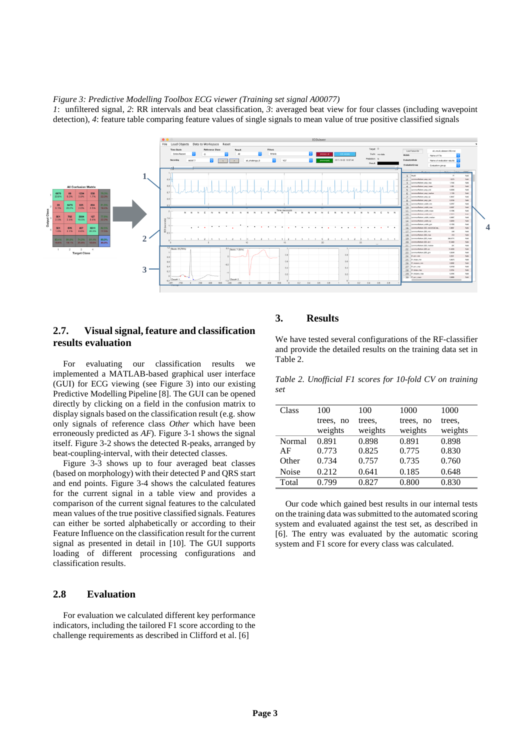*Figure 3: Predictive Modelling Toolbox ECG viewer (Training set signal A00077)*
*1*: unfiltered signal, *2*: RR intervals and beat classification, *3*: averaged beat view for four classes (including wavepoint detection), *4*: feature table comparing feature values of single signals to mean value of true positive classified signals

## 2.7. Visual signal, feature and classification results evaluation

For evaluating our classification results we implemented a MATLAB-based graphical user interface (GUI) for ECG viewing (see Figure 3) into our existing Predictive Modelling Pipeline [8]. The GUI can be opened directly by clicking on a field in the confusion matrix to display signals based on the classification result (e.g. show only signals of reference class *Other* which have been erroneously predicted as *AF*). Figure 3-1 shows the signal itself. Figure 3-2 shows the detected R-peaks, arranged by beat-coupling-interval, with their detected classes.

Figure 3-3 shows up to four averaged beat classes (based on morphology) with their detected P and QRS start and end points. Figure 3-4 shows the calculated features for the current signal in a table view and provides a comparison of the current signal features to the calculated mean values of the true positive classified signals. Features can either be sorted alphabetically or according to their Feature Influence on the classification result for the current signal as presented in detail in [10]. The GUI supports loading of different processing configurations and classification results.

## 2.8 Evaluation

For evaluation we calculated different key performance indicators, including the tailored F1 score according to the challenge requirements as described in Clifford et al. [6]

# 3. Results

We have tested several configurations of the RF-classifier and provide the detailed results on the training data set in Table 2.

*Table 2. Unofficial F1 scores for 10-fold CV on training set*

| Class | 100 trees, no weights | 100 trees, weights | 1000 trees, no weights | 1000 trees, weights |
|---|---|---|---|---|
| Normal | 0.891 | 0.898 | 0.891 | 0.898 |
| AF | 0.773 | 0.825 | 0.775 | 0.830 |
| Other | 0.734 | 0.757 | 0.735 | 0.760 |
| Noise | 0.212 | 0.641 | 0.185 | 0.648 |
| Total | 0.799 | 0.827 | 0.800 | 0.830 |

Our code which gained best results in our internal tests on the training data was submitted to the automated scoring system and evaluated against the test set, as described in [6]. The entry was evaluated by the automatic scoring system and F1 score for every class was calculated.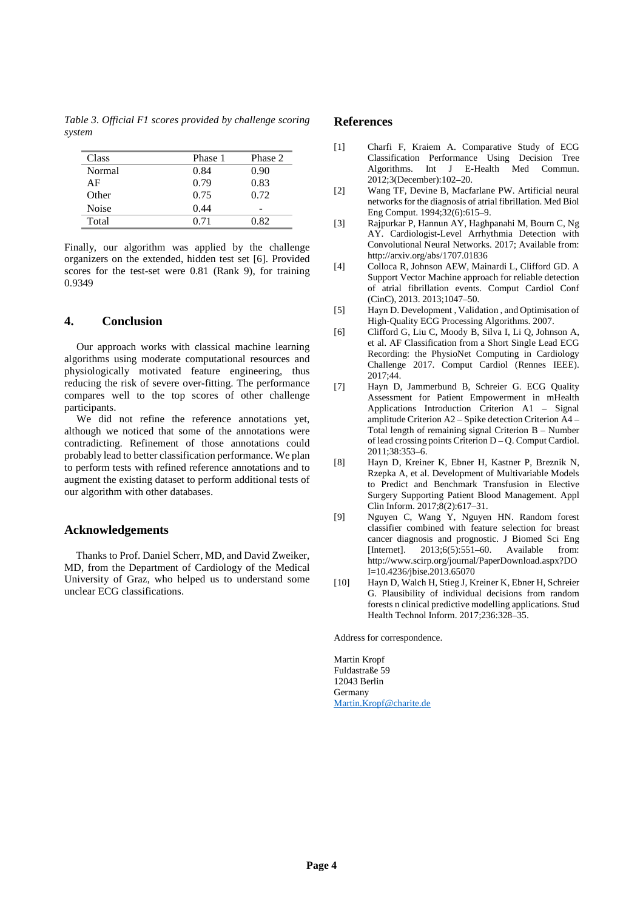*Table 3. Official F1 scores provided by challenge scoring system*

| Class | Phase 1 | Phase 2 |
|---|---|---|
| Normal | 0.84 | 0.90 |
| AF | 0.79 | 0.83 |
| Other | 0.75 | 0.72 |
| Noise | 0.44 | - |
| Total | 0.71 | 0.82 |

Finally, our algorithm was applied by the challenge organizers on the extended, hidden test set [6]. Provided scores for the test-set were 0.81 (Rank 9), for training 0.9349

## 4. Conclusion

Our approach works with classical machine learning algorithms using moderate computational resources and physiologically motivated feature engineering, thus reducing the risk of severe over-fitting. The performance compares well to the top scores of other challenge participants.

We did not refine the reference annotations yet, although we noticed that some of the annotations were contradicting. Refinement of those annotations could probably lead to better classification performance. We plan to perform tests with refined reference annotations and to augment the existing dataset to perform additional tests of our algorithm with other databases.

## Acknowledgements

Thanks to Prof. Daniel Scherr, MD, and David Zweiker, MD, from the Department of Cardiology of the Medical University of Graz, who helped us to understand some unclear ECG classifications.

## References

[1] Charfi F, Kraiem A. Comparative Study of ECG Classification Performance Using Decision Tree Algorithms. Int J E-Health Med Commun. 2012;3(December):102–20.

[2] Wang TF, Devine B, Macfarlane PW. Artificial neural networks for the diagnosis of atrial fibrillation. Med Biol Eng Comput. 1994;32(6):615–9.

[3] Rajpurkar P, Hannun AY, Haghpanahi M, Bourn C, Ng AY. Cardiologist-Level Arrhythmia Detection with Convolutional Neural Networks. 2017; Available from: http://arxiv.org/abs/1707.01836

[4] Colloca R, Johnson AEW, Mainardi L, Clifford GD. A Support Vector Machine approach for reliable detection of atrial fibrillation events. Comput Cardiol Conf (CinC), 2013. 2013;1047–50.

[5] Hayn D. Development , Validation , and Optimisation of High-Quality ECG Processing Algorithms. 2007.

[6] Clifford G, Liu C, Moody B, Silva I, Li Q, Johnson A, et al. AF Classification from a Short Single Lead ECG Recording: the PhysioNet Computing in Cardiology Challenge 2017. Comput Cardiol (Rennes IEEE). 2017;44.

[7] Hayn D, Jammerbund B, Schreier G. ECG Quality Assessment for Patient Empowerment in mHealth Applications Introduction Criterion A1 – Signal amplitude Criterion A2 – Spike detection Criterion A4 – Total length of remaining signal Criterion B – Number of lead crossing points Criterion D – Q. Comput Cardiol. 2011;38:353–6.

[8] Hayn D, Kreiner K, Ebner H, Kastner P, Breznik N, Rzepka A, et al. Development of Multivariable Models to Predict and Benchmark Transfusion in Elective Surgery Supporting Patient Blood Management. Appl Clin Inform. 2017;8(2):617–31.

[9] Nguyen C, Wang Y, Nguyen HN. Random forest classifier combined with feature selection for breast cancer diagnosis and prognostic. J Biomed Sci Eng [Internet]. 2013;6(5):551–60. Available from: http://www.scirp.org/journal/PaperDownload.aspx?DOI=10.4236/jbise.2013.65070

[10] Hayn D, Walch H, Stieg J, Kreiner K, Ebner H, Schreier G. Plausibility of individual decisions from random forests n clinical predictive modelling applications. Stud Health Technol Inform. 2017;236:328–35.

Address for correspondence.

Martin Kropf
Fuldastraße 59
12043 Berlin
Germany
Martin.Kropf@charite.de